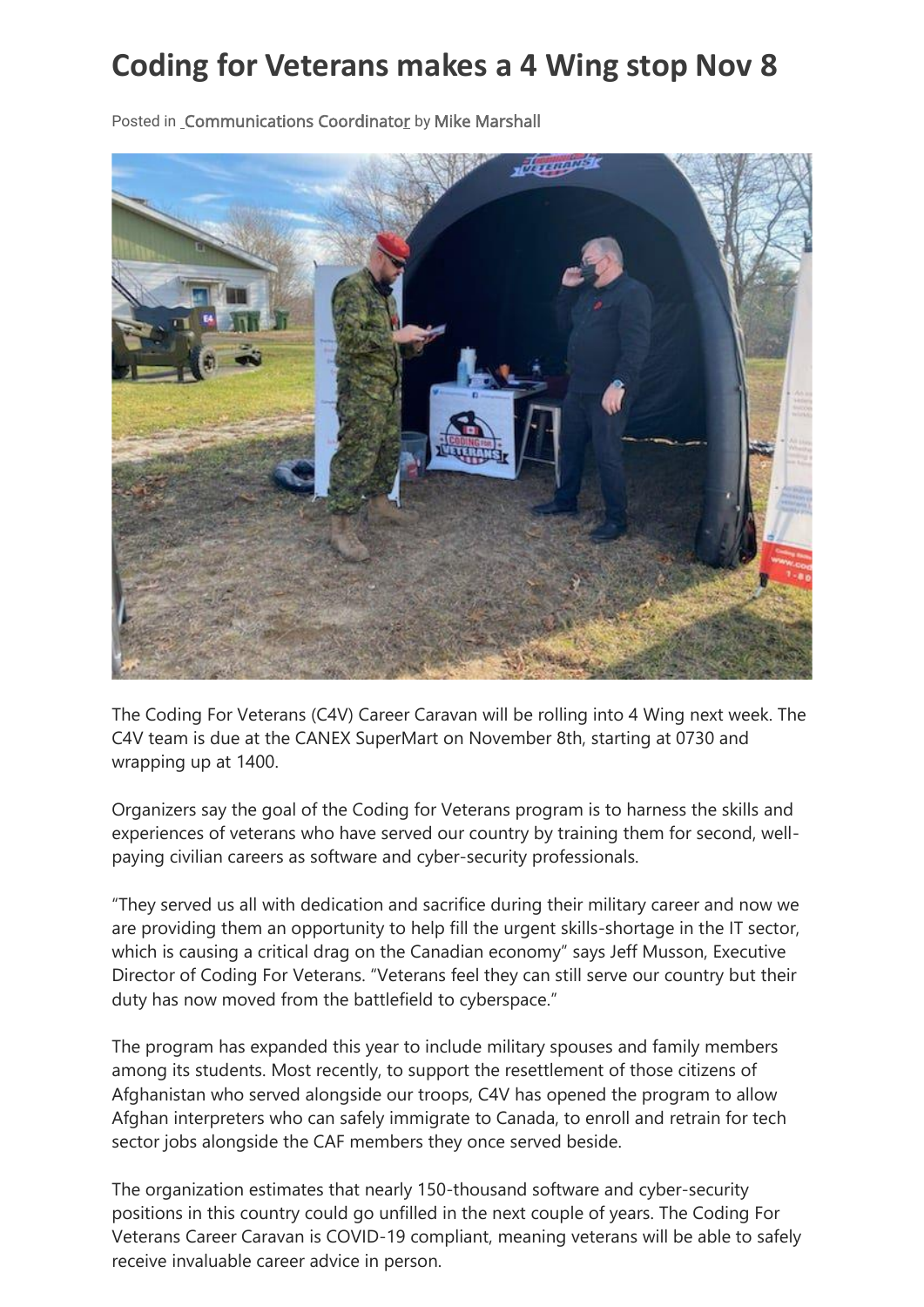# Coding for Veterans makes a 4 Wing stop Nov 8

Posted in _Communications Coordinator by Mike Marshall

The Coding For Veterans (C4V) Career Caravan will be rolling into 4 Wing next week. The C4V team is due at the CANEX SuperMart on November 8th, starting at 0730 and wrapping up at 1400.

Organizers say the goal of the Coding for Veterans program is to harness the skills and experiences of veterans who have served our country by training them for second, well-paying civilian careers as software and cyber-security professionals.

"They served us all with dedication and sacrifice during their military career and now we are providing them an opportunity to help fill the urgent skills-shortage in the IT sector, which is causing a critical drag on the Canadian economy" says Jeff Musson, Executive Director of Coding For Veterans. "Veterans feel they can still serve our country but their duty has now moved from the battlefield to cyberspace."

The program has expanded this year to include military spouses and family members among its students. Most recently, to support the resettlement of those citizens of Afghanistan who served alongside our troops, C4V has opened the program to allow Afghan interpreters who can safely immigrate to Canada, to enroll and retrain for tech sector jobs alongside the CAF members they once served beside.

The organization estimates that nearly 150-thousand software and cyber-security positions in this country could go unfilled in the next couple of years. The Coding For Veterans Career Caravan is COVID-19 compliant, meaning veterans will be able to safely receive invaluable career advice in person.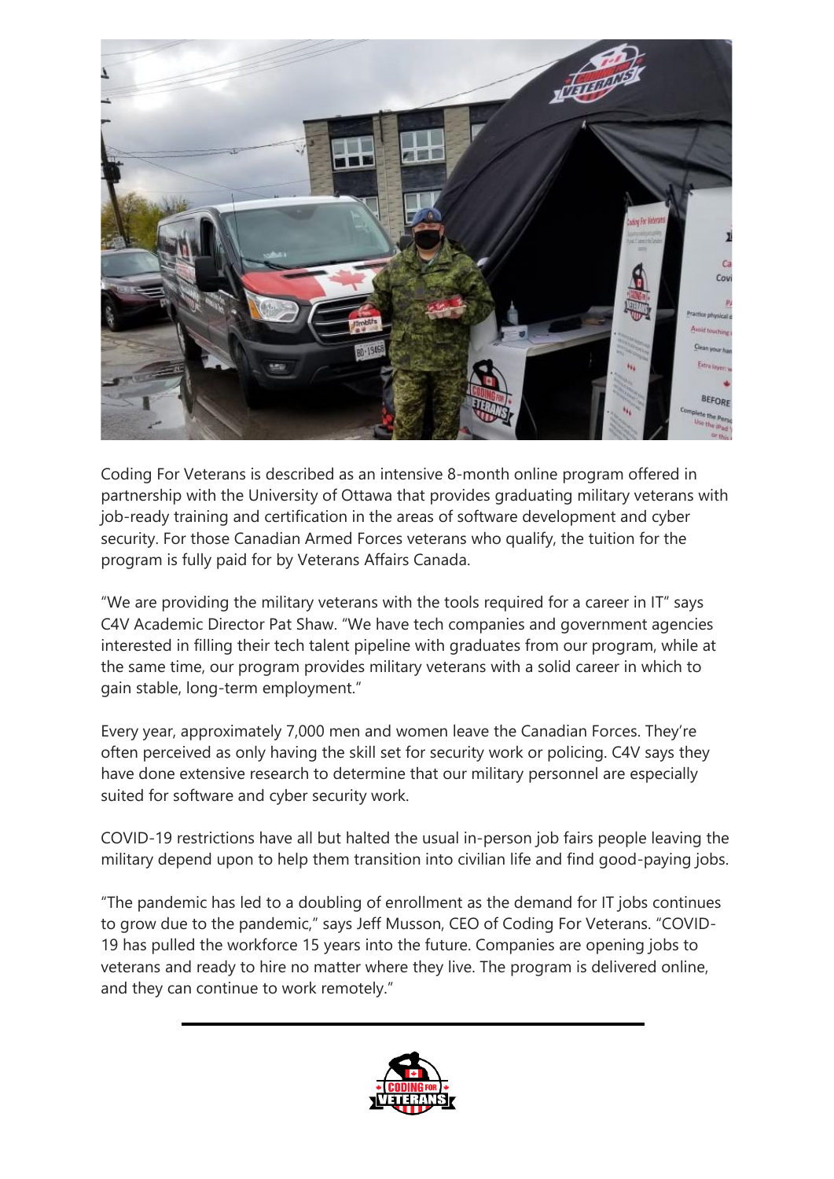Coding For Veterans is described as an intensive 8-month online program offered in partnership with the University of Ottawa that provides graduating military veterans with job-ready training and certification in the areas of software development and cyber security. For those Canadian Armed Forces veterans who qualify, the tuition for the program is fully paid for by Veterans Affairs Canada.

"We are providing the military veterans with the tools required for a career in IT" says C4V Academic Director Pat Shaw. "We have tech companies and government agencies interested in filling their tech talent pipeline with graduates from our program, while at the same time, our program provides military veterans with a solid career in which to gain stable, long-term employment."

Every year, approximately 7,000 men and women leave the Canadian Forces. They're often perceived as only having the skill set for security work or policing. C4V says they have done extensive research to determine that our military personnel are especially suited for software and cyber security work.

COVID-19 restrictions have all but halted the usual in-person job fairs people leaving the military depend upon to help them transition into civilian life and find good-paying jobs.

"The pandemic has led to a doubling of enrollment as the demand for IT jobs continues to grow due to the pandemic," says Jeff Musson, CEO of Coding For Veterans. "COVID-19 has pulled the workforce 15 years into the future. Companies are opening jobs to veterans and ready to hire no matter where they live. The program is delivered online, and they can continue to work remotely."